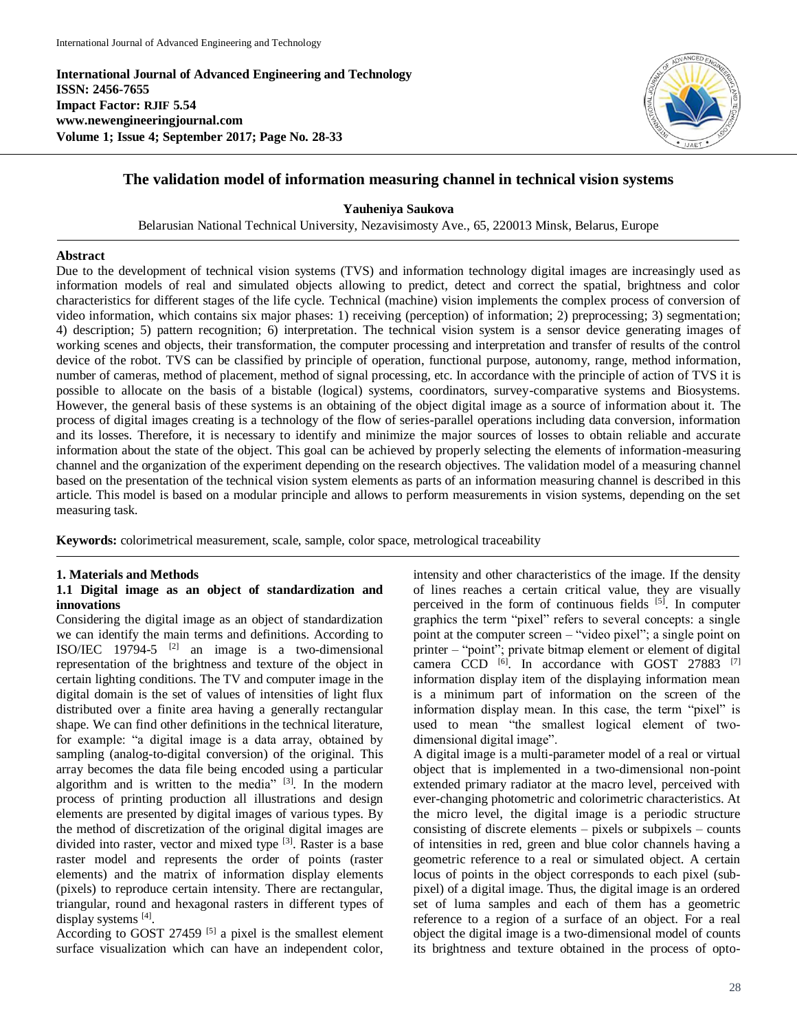**International Journal of Advanced Engineering and Technology**
**ISSN: 2456-7655**
**Impact Factor: RJIF 5.54**
**www.newengineeringjournal.com**
**Volume 1; Issue 4; September 2017; Page No. 28-33**

# The validation model of information measuring channel in technical vision systems

**Yauheniya Saukova**

Belarusian National Technical University, Nezavisimosty Ave., 65, 220013 Minsk, Belarus, Europe

## Abstract

Due to the development of technical vision systems (TVS) and information technology digital images are increasingly used as information models of real and simulated objects allowing to predict, detect and correct the spatial, brightness and color characteristics for different stages of the life cycle. Technical (machine) vision implements the complex process of conversion of video information, which contains six major phases: 1) receiving (perception) of information; 2) preprocessing; 3) segmentation; 4) description; 5) pattern recognition; 6) interpretation. The technical vision system is a sensor device generating images of working scenes and objects, their transformation, the computer processing and interpretation and transfer of results of the control device of the robot. TVS can be classified by principle of operation, functional purpose, autonomy, range, method information, number of cameras, method of placement, method of signal processing, etc. In accordance with the principle of action of TVS it is possible to allocate on the basis of a bistable (logical) systems, coordinators, survey-comparative systems and Biosystems. However, the general basis of these systems is an obtaining of the object digital image as a source of information about it. The process of digital images creating is a technology of the flow of series-parallel operations including data conversion, information and its losses. Therefore, it is necessary to identify and minimize the major sources of losses to obtain reliable and accurate information about the state of the object. This goal can be achieved by properly selecting the elements of information-measuring channel and the organization of the experiment depending on the research objectives. The validation model of a measuring channel based on the presentation of the technical vision system elements as parts of an information measuring channel is described in this article. This model is based on a modular principle and allows to perform measurements in vision systems, depending on the set measuring task.

**Keywords:** colorimetrical measurement, scale, sample, color space, metrological traceability

## 1. Materials and Methods

### 1.1 Digital image as an object of standardization and innovations

Considering the digital image as an object of standardization we can identify the main terms and definitions. According to ISO/IEC 19794-5 [2] an image is a two-dimensional representation of the brightness and texture of the object in certain lighting conditions. The TV and computer image in the digital domain is the set of values of intensities of light flux distributed over a finite area having a generally rectangular shape. We can find other definitions in the technical literature, for example: "a digital image is a data array, obtained by sampling (analog-to-digital conversion) of the original. This array becomes the data file being encoded using a particular algorithm and is written to the media" [3]. In the modern process of printing production all illustrations and design elements are presented by digital images of various types. By the method of discretization of the original digital images are divided into raster, vector and mixed type [3]. Raster is a base raster model and represents the order of points (raster elements) and the matrix of information display elements (pixels) to reproduce certain intensity. There are rectangular, triangular, round and hexagonal rasters in different types of display systems [4].

According to GOST 27459 [5] a pixel is the smallest element surface visualization which can have an independent color, intensity and other characteristics of the image. If the density of lines reaches a certain critical value, they are visually perceived in the form of continuous fields [5]. In computer graphics the term "pixel" refers to several concepts: a single point at the computer screen – "video pixel"; a single point on printer – "point"; private bitmap element or element of digital camera CCD [6]. In accordance with GOST 27883 [7] information display item of the displaying information mean is a minimum part of information on the screen of the information display mean. In this case, the term "pixel" is used to mean "the smallest logical element of two-dimensional digital image".

A digital image is a multi-parameter model of a real or virtual object that is implemented in a two-dimensional non-point extended primary radiator at the macro level, perceived with ever-changing photometric and colorimetric characteristics. At the micro level, the digital image is a periodic structure consisting of discrete elements – pixels or subpixels – counts of intensities in red, green and blue color channels having a geometric reference to a real or simulated object. A certain locus of points in the object corresponds to each pixel (sub-pixel) of a digital image. Thus, the digital image is an ordered set of luma samples and each of them has a geometric reference to a region of a surface of an object. For a real object the digital image is a two-dimensional model of counts its brightness and texture obtained in the process of opto-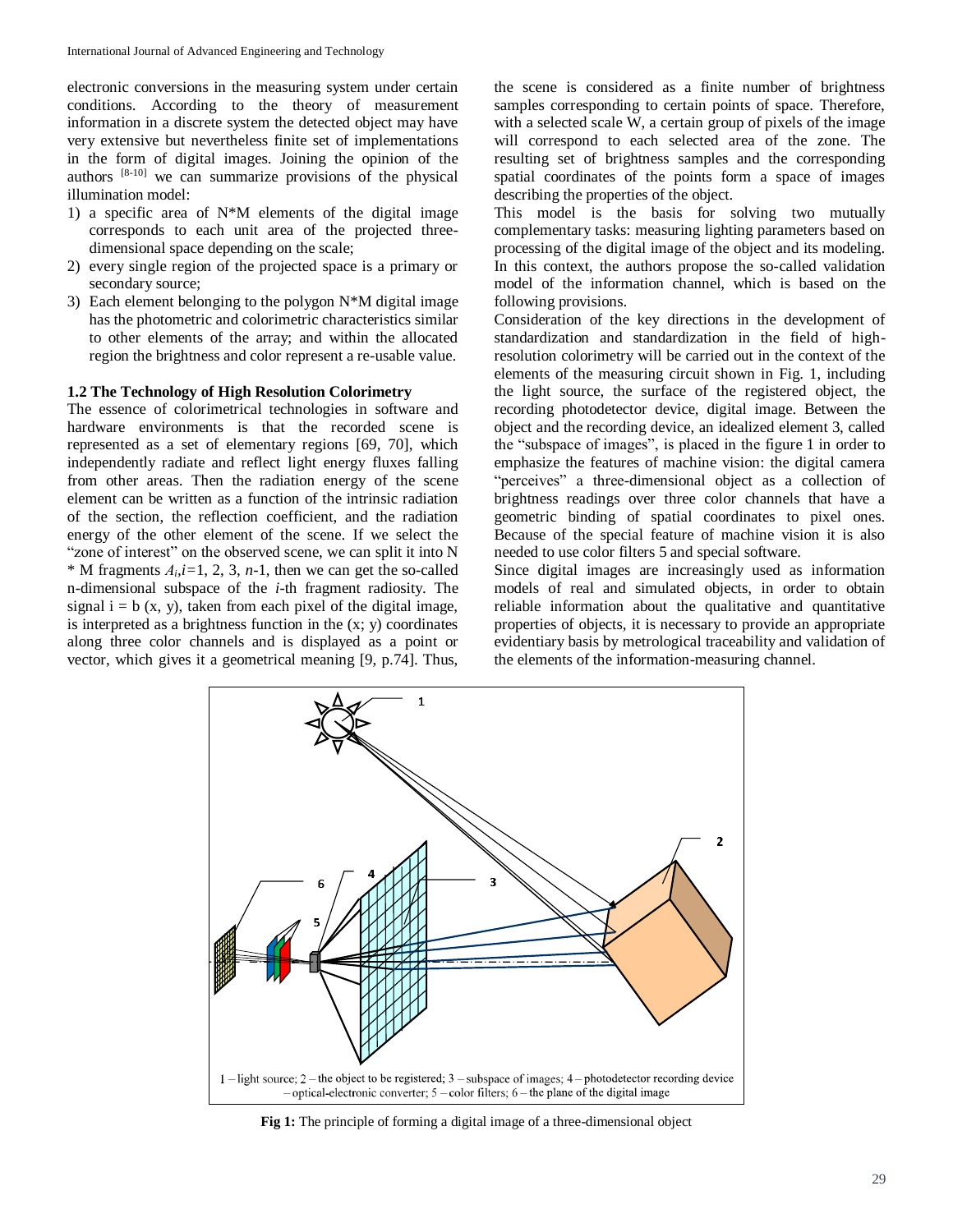electronic conversions in the measuring system under certain conditions. According to the theory of measurement information in a discrete system the detected object may have very extensive but nevertheless finite set of implementations in the form of digital images. Joining the opinion of the authors [8-10] we can summarize provisions of the physical illumination model:

1) a specific area of N*M elements of the digital image corresponds to each unit area of the projected three-dimensional space depending on the scale;
2) every single region of the projected space is a primary or secondary source;
3) Each element belonging to the polygon N*M digital image has the photometric and colorimetric characteristics similar to other elements of the array; and within the allocated region the brightness and color represent a re-usable value.

### 1.2 The Technology of High Resolution Colorimetry

The essence of colorimetrical technologies in software and hardware environments is that the recorded scene is represented as a set of elementary regions [69, 70], which independently radiate and reflect light energy fluxes falling from other areas. Then the radiation energy of the scene element can be written as a function of the intrinsic radiation of the section, the reflection coefficient, and the radiation energy of the other element of the scene. If we select the "zone of interest" on the observed scene, we can split it into N * M fragments $A_i$,$i$=1, 2, 3, $n$-1, then we can get the so-called n-dimensional subspace of the $i$-th fragment radiosity. The signal i = b (x, y), taken from each pixel of the digital image, is interpreted as a brightness function in the (x; y) coordinates along three color channels and is displayed as a point or vector, which gives it a geometrical meaning [9, p.74]. Thus, the scene is considered as a finite number of brightness samples corresponding to certain points of space. Therefore, with a selected scale W, a certain group of pixels of the image will correspond to each selected area of the zone. The resulting set of brightness samples and the corresponding spatial coordinates of the points form a space of images describing the properties of the object.

This model is the basis for solving two mutually complementary tasks: measuring lighting parameters based on processing of the digital image of the object and its modeling. In this context, the authors propose the so-called validation model of the information channel, which is based on the following provisions.

Consideration of the key directions in the development of standardization and standardization in the field of high-resolution colorimetry will be carried out in the context of the elements of the measuring circuit shown in Fig. 1, including the light source, the surface of the registered object, the recording photodetector device, digital image. Between the object and the recording device, an idealized element 3, called the "subspace of images", is placed in the figure 1 in order to emphasize the features of machine vision: the digital camera "perceives" a three-dimensional object as a collection of brightness readings over three color channels that have a geometric binding of spatial coordinates to pixel ones. Because of the special feature of machine vision it is also needed to use color filters 5 and special software.

Since digital images are increasingly used as information models of real and simulated objects, in order to obtain reliable information about the qualitative and quantitative properties of objects, it is necessary to provide an appropriate evidentiary basis by metrological traceability and validation of the elements of the information-measuring channel.

1 – light source; 2 – the object to be registered; 3 – subspace of images; 4 – photodetector recording device – optical-electronic converter; 5 – color filters; 6 – the plane of the digital image

**Fig 1:** The principle of forming a digital image of a three-dimensional object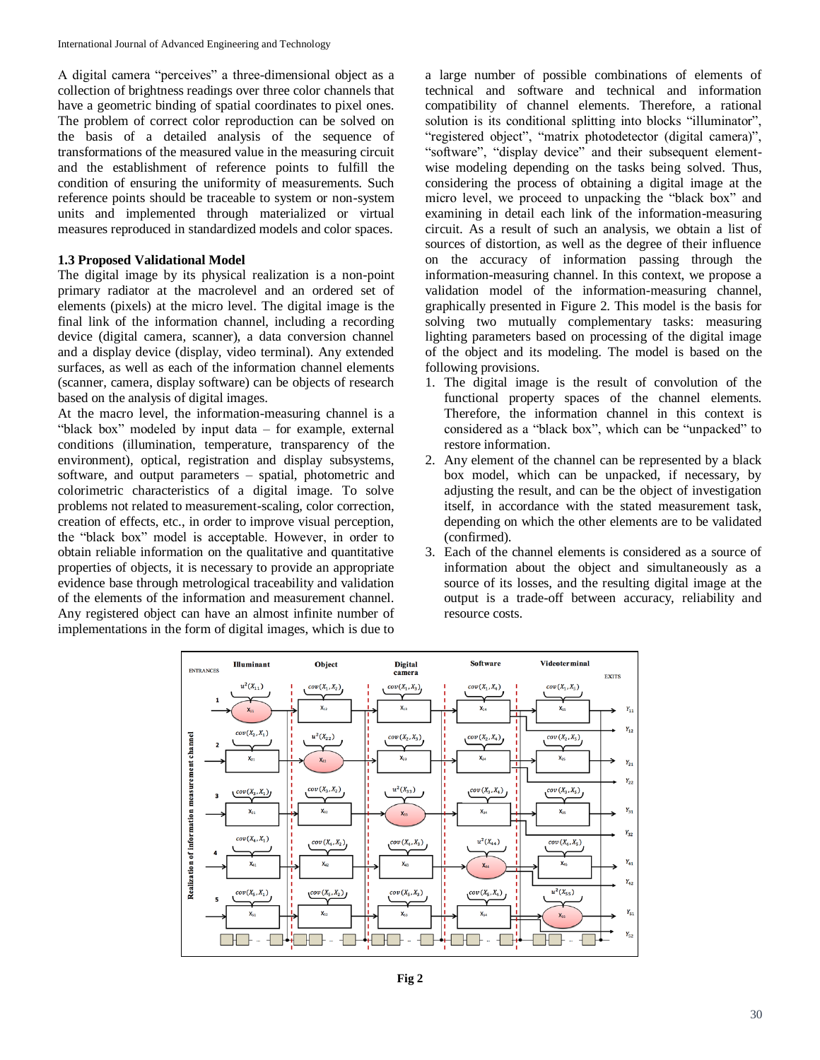A digital camera "perceives" a three-dimensional object as a collection of brightness readings over three color channels that have a geometric binding of spatial coordinates to pixel ones. The problem of correct color reproduction can be solved on the basis of a detailed analysis of the sequence of transformations of the measured value in the measuring circuit and the establishment of reference points to fulfill the condition of ensuring the uniformity of measurements. Such reference points should be traceable to system or non-system units and implemented through materialized or virtual measures reproduced in standardized models and color spaces.

### 1.3 Proposed Validational Model

The digital image by its physical realization is a non-point primary radiator at the macrolevel and an ordered set of elements (pixels) at the micro level. The digital image is the final link of the information channel, including a recording device (digital camera, scanner), a data conversion channel and a display device (display, video terminal). Any extended surfaces, as well as each of the information channel elements (scanner, camera, display software) can be objects of research based on the analysis of digital images.

At the macro level, the information-measuring channel is a "black box" modeled by input data – for example, external conditions (illumination, temperature, transparency of the environment), optical, registration and display subsystems, software, and output parameters – spatial, photometric and colorimetric characteristics of a digital image. To solve problems not related to measurement-scaling, color correction, creation of effects, etc., in order to improve visual perception, the "black box" model is acceptable. However, in order to obtain reliable information on the qualitative and quantitative properties of objects, it is necessary to provide an appropriate evidence base through metrological traceability and validation of the elements of the information and measurement channel. Any registered object can have an almost infinite number of implementations in the form of digital images, which is due to a large number of possible combinations of elements of technical and software and technical and information compatibility of channel elements. Therefore, a rational solution is its conditional splitting into blocks "illuminator", "registered object", "matrix photodetector (digital camera)", "software", "display device" and their subsequent element-wise modeling depending on the tasks being solved. Thus, considering the process of obtaining a digital image at the micro level, we proceed to unpacking the "black box" and examining in detail each link of the information-measuring circuit. As a result of such an analysis, we obtain a list of sources of distortion, as well as the degree of their influence on the accuracy of information passing through the information-measuring channel. In this context, we propose a validation model of the information-measuring channel, graphically presented in Figure 2. This model is the basis for solving two mutually complementary tasks: measuring lighting parameters based on processing of the digital image of the object and its modeling. The model is based on the following provisions.

1. The digital image is the result of convolution of the functional property spaces of the channel elements. Therefore, the information channel in this context is considered as a "black box", which can be "unpacked" to restore information.
2. Any element of the channel can be represented by a black box model, which can be unpacked, if necessary, by adjusting the result, and can be the object of investigation itself, in accordance with the stated measurement task, depending on which the other elements are to be validated (confirmed).
3. Each of the channel elements is considered as a source of information about the object and simultaneously as a source of its losses, and the resulting digital image at the output is a trade-off between accuracy, reliability and resource costs.

Fig 2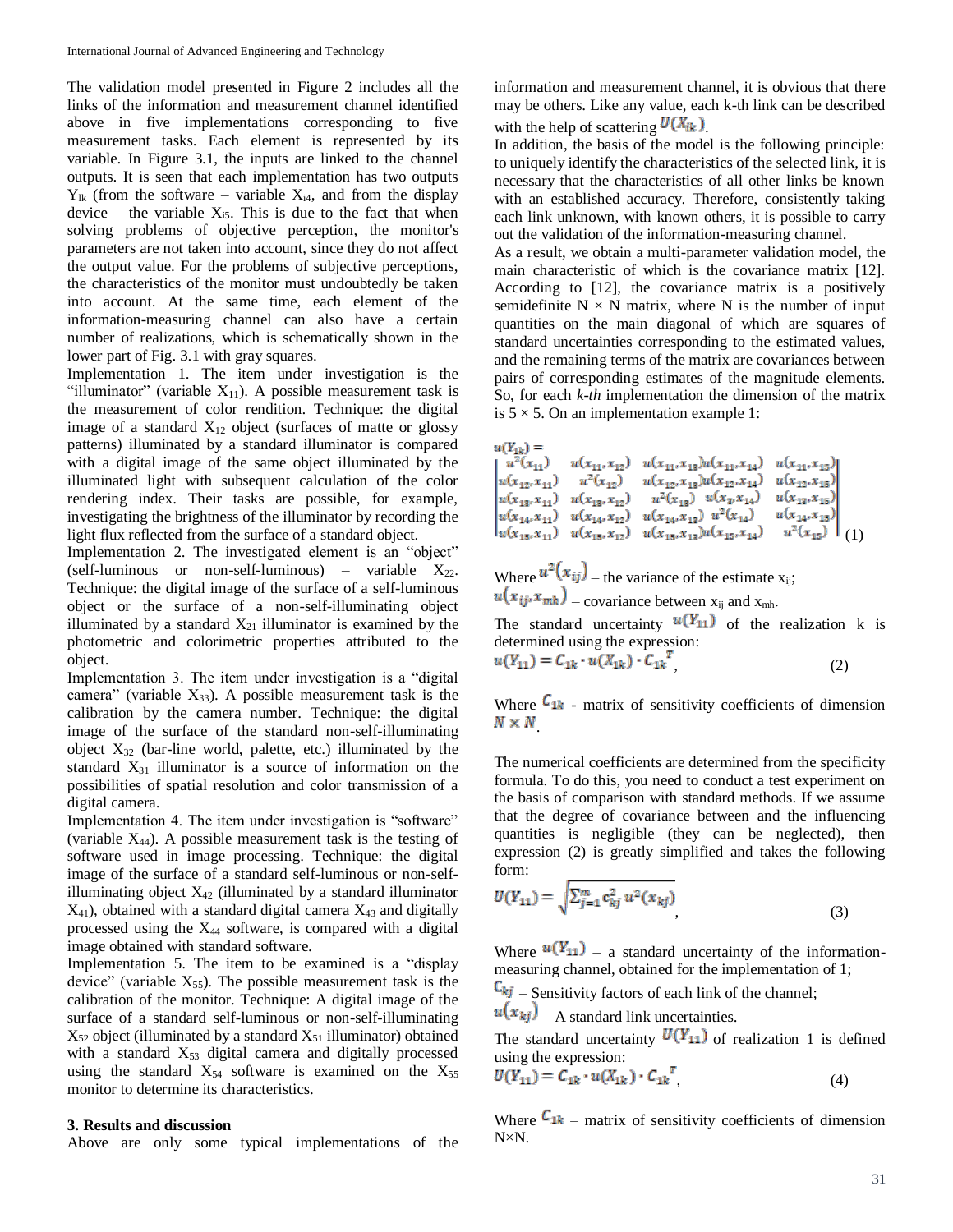The validation model presented in Figure 2 includes all the links of the information and measurement channel identified above in five implementations corresponding to five measurement tasks. Each element is represented by its variable. In Figure 3.1, the inputs are linked to the channel outputs. It is seen that each implementation has two outputs $Y_{1k}$ (from the software – variable $X_{i4}$, and from the display device – the variable $X_{i5}$. This is due to the fact that when solving problems of objective perception, the monitor's parameters are not taken into account, since they do not affect the output value. For the problems of subjective perceptions, the characteristics of the monitor must undoubtedly be taken into account. At the same time, each element of the information-measuring channel can also have a certain number of realizations, which is schematically shown in the lower part of Fig. 3.1 with gray squares.

Implementation 1. The item under investigation is the "illuminator" (variable $X_{11}$). A possible measurement task is the measurement of color rendition. Technique: the digital image of a standard $X_{12}$ object (surfaces of matte or glossy patterns) illuminated by a standard illuminator is compared with a digital image of the same object illuminated by the illuminated light with subsequent calculation of the color rendering index. Their tasks are possible, for example, investigating the brightness of the illuminator by recording the light flux reflected from the surface of a standard object.

Implementation 2. The investigated element is an "object" (self-luminous or non-self-luminous) – variable $X_{22}$. Technique: the digital image of the surface of a self-luminous object or the surface of a non-self-illuminating object illuminated by a standard $X_{21}$ illuminator is examined by the photometric and colorimetric properties attributed to the object.

Implementation 3. The item under investigation is a "digital camera" (variable $X_{33}$). A possible measurement task is the calibration by the camera number. Technique: the digital image of the surface of the standard non-self-illuminating object $X_{32}$ (bar-line world, palette, etc.) illuminated by the standard $X_{31}$ illuminator is a source of information on the possibilities of spatial resolution and color transmission of a digital camera.

Implementation 4. The item under investigation is "software" (variable $X_{44}$). A possible measurement task is the testing of software used in image processing. Technique: the digital image of the surface of a standard self-luminous or non-self-illuminating object $X_{42}$ (illuminated by a standard illuminator $X_{41}$), obtained with a standard digital camera $X_{43}$ and digitally processed using the $X_{44}$ software, is compared with a digital image obtained with standard software.

Implementation 5. The item to be examined is a "display device" (variable $X_{55}$). The possible measurement task is the calibration of the monitor. Technique: A digital image of the surface of a standard self-luminous or non-self-illuminating $X_{52}$ object (illuminated by a standard $X_{51}$ illuminator) obtained with a standard $X_{53}$ digital camera and digitally processed using the standard $X_{54}$ software is examined on the $X_{55}$ monitor to determine its characteristics.

### 3. Results and discussion

Above are only some typical implementations of the information and measurement channel, it is obvious that there may be others. Like any value, each k-th link can be described with the help of scattering $U(X_{ik})$.

In addition, the basis of the model is the following principle: to uniquely identify the characteristics of the selected link, it is necessary that the characteristics of all other links be known with an established accuracy. Therefore, consistently taking each link unknown, with known others, it is possible to carry out the validation of the information-measuring channel.

As a result, we obtain a multi-parameter validation model, the main characteristic of which is the covariance matrix [12]. According to [12], the covariance matrix is a positively semidefinite N × N matrix, where N is the number of input quantities on the main diagonal of which are squares of standard uncertainties corresponding to the estimated values, and the remaining terms of the matrix are covariances between pairs of corresponding estimates of the magnitude elements. So, for each *k-th* implementation the dimension of the matrix is 5 × 5. On an implementation example 1:

$$u(Y_{1k}) = \begin{vmatrix} u^2(x_{11}) & u(x_{11},x_{12}) & u(x_{11},x_{13})u(x_{11},x_{14}) & u(x_{11},x_{15}) \\ u(x_{12},x_{11}) & u^2(x_{12}) & u(x_{12},x_{13})u(x_{12},x_{14}) & u(x_{12},x_{15}) \\ u(x_{13},x_{11}) & u(x_{13},x_{12}) & u^2(x_{13}) \quad u(x_3,x_{14}) & u(x_{13},x_{15}) \\ u(x_{14},x_{11}) & u(x_{14},x_{12}) & u(x_{14},x_{13}) \quad u^2(x_{14}) & u(x_{14},x_{15}) \\ u(x_{15},x_{11}) & u(x_{15},x_{12}) & u(x_{15},x_{13})u(x_{15},x_{14}) & u^2(x_{15}) \end{vmatrix} \quad (1)$$

Where $u^2(x_{ij})$ – the variance of the estimate $x_{ij}$;

$u(x_{ij},x_{mh})$ – covariance between $x_{ij}$ and $x_{mh}$.

The standard uncertainty $u(Y_{11})$ of the realization k is determined using the expression:

$$u(Y_{11}) = C_{1k} \cdot u(X_{1k}) \cdot C_{1k}^{\ T}, \quad (2)$$

Where $C_{1k}$ - matrix of sensitivity coefficients of dimension $N \times N$.

The numerical coefficients are determined from the specificity formula. To do this, you need to conduct a test experiment on the basis of comparison with standard methods. If we assume that the degree of covariance between and the influencing quantities is negligible (they can be neglected), then expression (2) is greatly simplified and takes the following form:

$$U(Y_{11}) = \sqrt{\sum_{j=1}^{m} c_{kj}^2 \, u^2(x_{kj})}, \quad (3)$$

Where $u(Y_{11})$ – a standard uncertainty of the information-measuring channel, obtained for the implementation of 1;

$C_{kj}$ – Sensitivity factors of each link of the channel;

$u(x_{kj})$ – A standard link uncertainties.

The standard uncertainty $U(Y_{11})$ of realization 1 is defined using the expression:

$$U(Y_{11}) = C_{1k} \cdot u(X_{1k}) \cdot C_{1k}^{\ T}, \quad (4)$$

Where $C_{1k}$ – matrix of sensitivity coefficients of dimension N×N.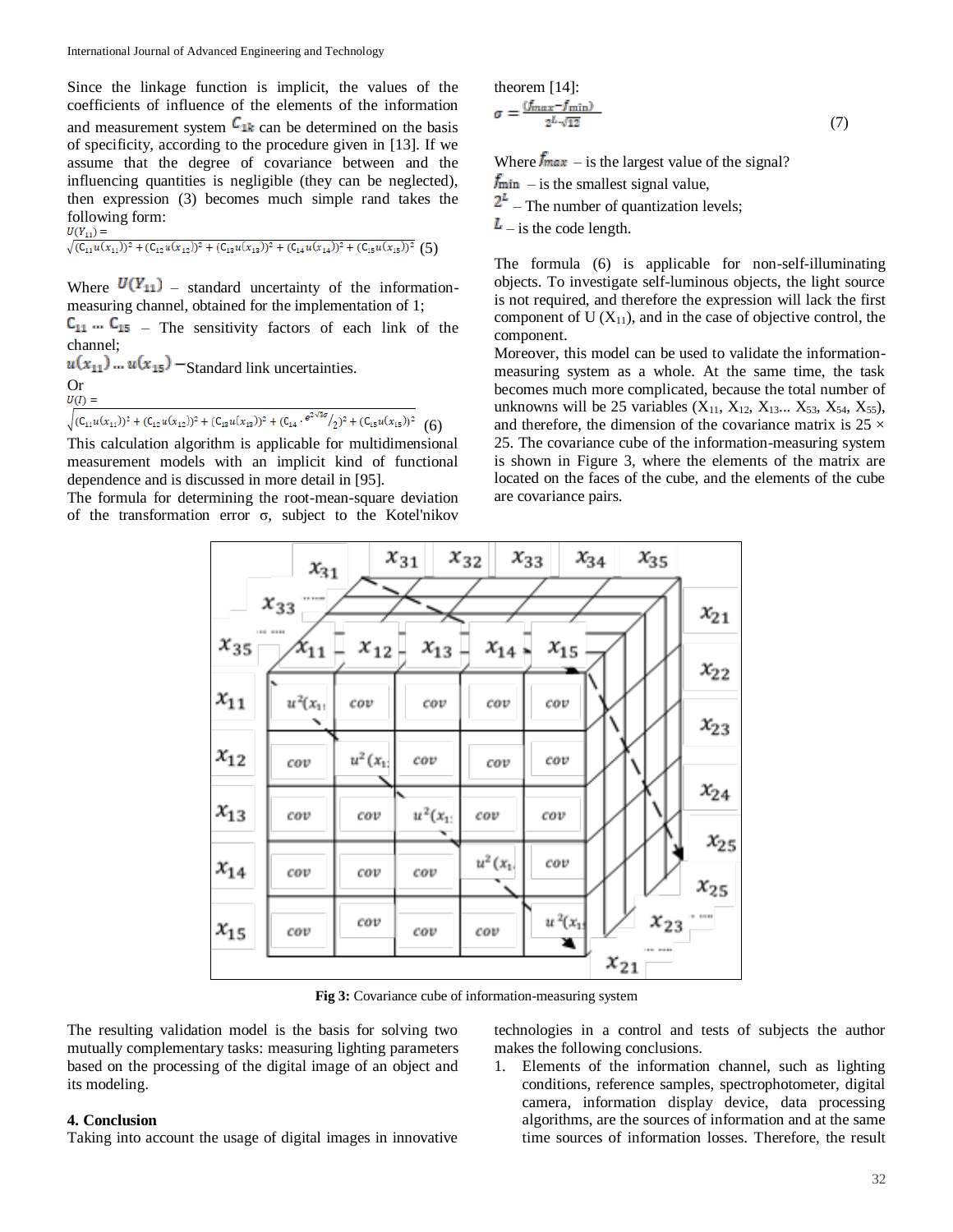Since the linkage function is implicit, the values of the coefficients of influence of the elements of the information and measurement system $C_{1k}$ can be determined on the basis of specificity, according to the procedure given in [13]. If we assume that the degree of covariance between and the influencing quantities is negligible (they can be neglected), then expression (3) becomes much simple rand takes the following form:

$$U(Y_{11}) = \sqrt{(C_{11}u(x_{11}))^2 + (C_{12}u(x_{12}))^2 + (C_{13}u(x_{13}))^2 + (C_{14}u(x_{14}))^2 + (C_{15}u(x_{15}))^2} \quad (5)$$

Where $U(Y_{11})$ – standard uncertainty of the information-measuring channel, obtained for the implementation of 1;

$C_{11} \dots C_{15}$ – The sensitivity factors of each link of the channel;

$u(x_{11}) \dots u(x_{15})$ – Standard link uncertainties.

Or

$$U(I) = \sqrt{(C_{11}u(x_{11}))^2 + (C_{12}u(x_{12}))^2 + (C_{13}u(x_{13}))^2 + (C_{14} \cdot e^{2\sqrt{3}\sigma}/_2)^2 + (C_{15}u(x_{15}))^2} \quad (6)$$

This calculation algorithm is applicable for multidimensional measurement models with an implicit kind of functional dependence and is discussed in more detail in [95].

The formula for determining the root-mean-square deviation of the transformation error σ, subject to the Kotel'nikov theorem [14]:

$$\sigma = \frac{(f_{max} - f_{min})}{2^L \sqrt{12}} \quad (7)$$

Where $f_{max}$ – is the largest value of the signal?

$f_{min}$ – is the smallest signal value,

$2^L$ – The number of quantization levels;

$L$ – is the code length.

The formula (6) is applicable for non-self-illuminating objects. To investigate self-luminous objects, the light source is not required, and therefore the expression will lack the first component of U ($X_{11}$), and in the case of objective control, the component.

Moreover, this model can be used to validate the information-measuring system as a whole. At the same time, the task becomes much more complicated, because the total number of unknowns will be 25 variables ($X_{11}$, $X_{12}$, $X_{13}$... $X_{53}$, $X_{54}$, $X_{55}$), and therefore, the dimension of the covariance matrix is 25 × 25. The covariance cube of the information-measuring system is shown in Figure 3, where the elements of the matrix are located on the faces of the cube, and the elements of the cube are covariance pairs.

**Fig 3:** Covariance cube of information-measuring system

The resulting validation model is the basis for solving two mutually complementary tasks: measuring lighting parameters based on the processing of the digital image of an object and its modeling.

#### 4. Conclusion

Taking into account the usage of digital images in innovative technologies in a control and tests of subjects the author makes the following conclusions.

1. Elements of the information channel, such as lighting conditions, reference samples, spectrophotometer, digital camera, information display device, data processing algorithms, are the sources of information and at the same time sources of information losses. Therefore, the result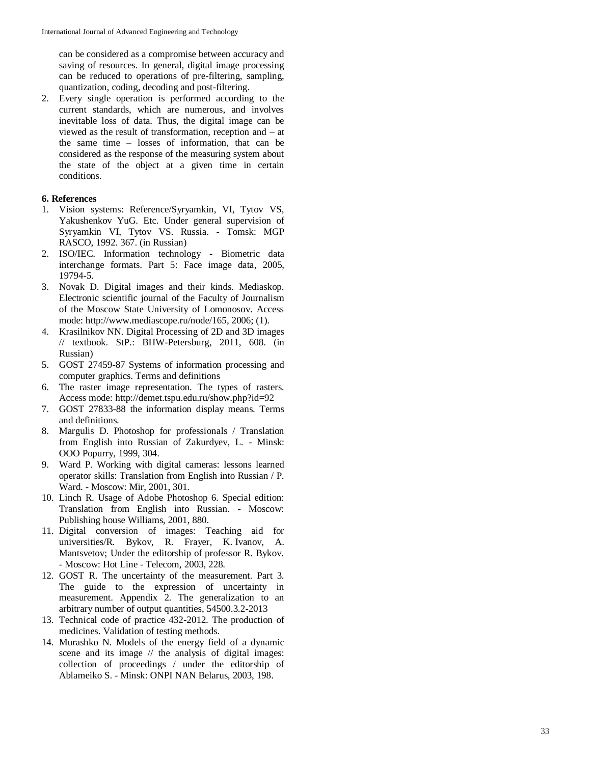can be considered as a compromise between accuracy and saving of resources. In general, digital image processing can be reduced to operations of pre-filtering, sampling, quantization, coding, decoding and post-filtering.

2. Every single operation is performed according to the current standards, which are numerous, and involves inevitable loss of data. Thus, the digital image can be viewed as the result of transformation, reception and – at the same time – losses of information, that can be considered as the response of the measuring system about the state of the object at a given time in certain conditions.

## 6. References

1. Vision systems: Reference/Syryamkin, VI, Tytov VS, Yakushenkov YuG. Etc. Under general supervision of Syryamkin VI, Tytov VS. Russia. - Tomsk: MGP RASCO, 1992. 367. (in Russian)
2. ISO/IEC. Information technology - Biometric data interchange formats. Part 5: Face image data, 2005, 19794-5.
3. Novak D. Digital images and their kinds. Mediaskop. Electronic scientific journal of the Faculty of Journalism of the Moscow State University of Lomonosov. Access mode: http://www.mediascope.ru/node/165, 2006; (1).
4. Krasilnikov NN. Digital Processing of 2D and 3D images // textbook. StP.: BHW-Petersburg, 2011, 608. (in Russian)
5. GOST 27459-87 Systems of information processing and computer graphics. Terms and definitions
6. The raster image representation. The types of rasters. Access mode: http://demet.tspu.edu.ru/show.php?id=92
7. GOST 27833-88 the information display means. Terms and definitions.
8. Margulis D. Photoshop for professionals / Translation from English into Russian of Zakurdyev, L. - Minsk: OOO Popurry, 1999, 304.
9. Ward P. Working with digital cameras: lessons learned operator skills: Translation from English into Russian / P. Ward. - Moscow: Mir, 2001, 301.
10. Linch R. Usage of Adobe Photoshop 6. Special edition: Translation from English into Russian. - Moscow: Publishing house Williams, 2001, 880.
11. Digital conversion of images: Teaching aid for universities/R. Bykov, R. Frayer, K. Ivanov, A. Mantsvetov; Under the editorship of professor R. Bykov. - Moscow: Hot Line - Telecom, 2003, 228.
12. GOST R. The uncertainty of the measurement. Part 3. The guide to the expression of uncertainty in measurement. Appendix 2. The generalization to an arbitrary number of output quantities, 54500.3.2-2013
13. Technical code of practice 432-2012. The production of medicines. Validation of testing methods.
14. Murashko N. Models of the energy field of a dynamic scene and its image // the analysis of digital images: collection of proceedings / under the editorship of Ablameiko S. - Minsk: ONPI NAN Belarus, 2003, 198.